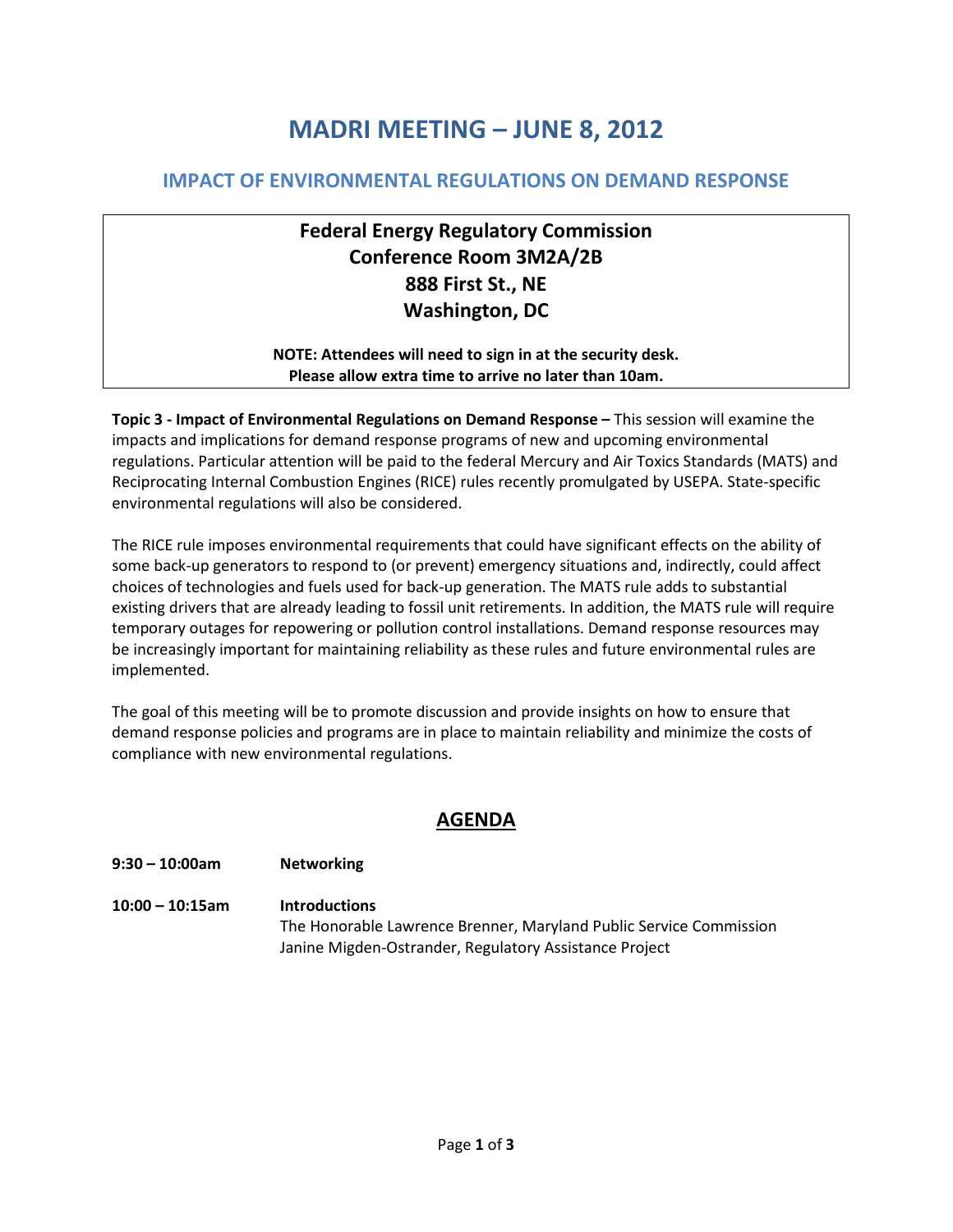# MADRI MEETING – JUNE 8, 2012

## IMPACT OF ENVIRONMENTAL REGULATIONS ON DEMAND RESPONSE

**Federal Energy Regulatory Commission**
**Conference Room 3M2A/2B**
**888 First St., NE**
**Washington, DC**

**NOTE: Attendees will need to sign in at the security desk.**
**Please allow extra time to arrive no later than 10am.**

**Topic 3 - Impact of Environmental Regulations on Demand Response –** This session will examine the impacts and implications for demand response programs of new and upcoming environmental regulations. Particular attention will be paid to the federal Mercury and Air Toxics Standards (MATS) and Reciprocating Internal Combustion Engines (RICE) rules recently promulgated by USEPA. State-specific environmental regulations will also be considered.

The RICE rule imposes environmental requirements that could have significant effects on the ability of some back-up generators to respond to (or prevent) emergency situations and, indirectly, could affect choices of technologies and fuels used for back-up generation. The MATS rule adds to substantial existing drivers that are already leading to fossil unit retirements. In addition, the MATS rule will require temporary outages for repowering or pollution control installations. Demand response resources may be increasingly important for maintaining reliability as these rules and future environmental rules are implemented.

The goal of this meeting will be to promote discussion and provide insights on how to ensure that demand response policies and programs are in place to maintain reliability and minimize the costs of compliance with new environmental regulations.

## AGENDA

**9:30 – 10:00am** **Networking**

**10:00 – 10:15am** **Introductions**
The Honorable Lawrence Brenner, Maryland Public Service Commission
Janine Migden-Ostrander, Regulatory Assistance Project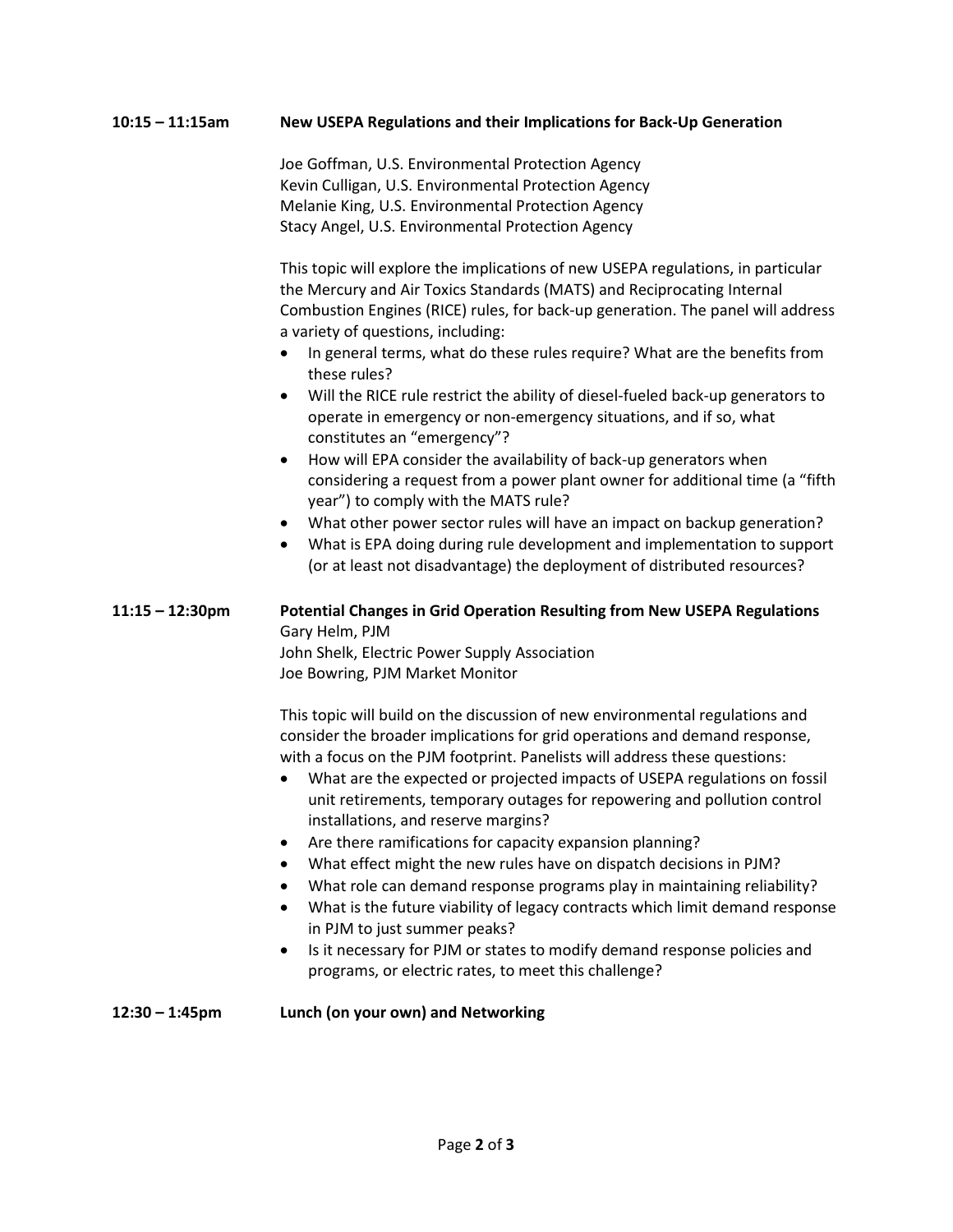**10:15 – 11:15am** **New USEPA Regulations and their Implications for Back-Up Generation**

Joe Goffman, U.S. Environmental Protection Agency
Kevin Culligan, U.S. Environmental Protection Agency
Melanie King, U.S. Environmental Protection Agency
Stacy Angel, U.S. Environmental Protection Agency

This topic will explore the implications of new USEPA regulations, in particular the Mercury and Air Toxics Standards (MATS) and Reciprocating Internal Combustion Engines (RICE) rules, for back-up generation. The panel will address a variety of questions, including:

- In general terms, what do these rules require? What are the benefits from these rules?
- Will the RICE rule restrict the ability of diesel-fueled back-up generators to operate in emergency or non-emergency situations, and if so, what constitutes an "emergency"?
- How will EPA consider the availability of back-up generators when considering a request from a power plant owner for additional time (a "fifth year") to comply with the MATS rule?
- What other power sector rules will have an impact on backup generation?
- What is EPA doing during rule development and implementation to support (or at least not disadvantage) the deployment of distributed resources?

**11:15 – 12:30pm** **Potential Changes in Grid Operation Resulting from New USEPA Regulations**

Gary Helm, PJM
John Shelk, Electric Power Supply Association
Joe Bowring, PJM Market Monitor

This topic will build on the discussion of new environmental regulations and consider the broader implications for grid operations and demand response, with a focus on the PJM footprint. Panelists will address these questions:

- What are the expected or projected impacts of USEPA regulations on fossil unit retirements, temporary outages for repowering and pollution control installations, and reserve margins?
- Are there ramifications for capacity expansion planning?
- What effect might the new rules have on dispatch decisions in PJM?
- What role can demand response programs play in maintaining reliability?
- What is the future viability of legacy contracts which limit demand response in PJM to just summer peaks?
- Is it necessary for PJM or states to modify demand response policies and programs, or electric rates, to meet this challenge?

**12:30 – 1:45pm** **Lunch (on your own) and Networking**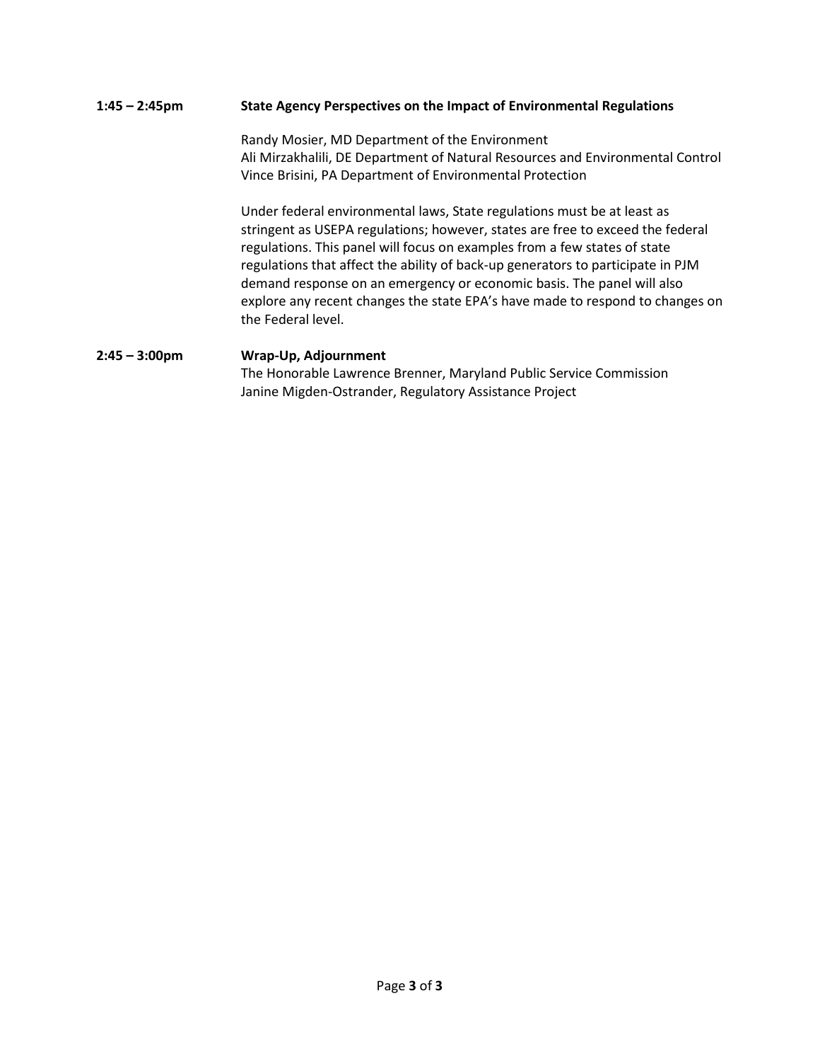**1:45 – 2:45pm** **State Agency Perspectives on the Impact of Environmental Regulations**

Randy Mosier, MD Department of the Environment
Ali Mirzakhalili, DE Department of Natural Resources and Environmental Control
Vince Brisini, PA Department of Environmental Protection

Under federal environmental laws, State regulations must be at least as stringent as USEPA regulations; however, states are free to exceed the federal regulations. This panel will focus on examples from a few states of state regulations that affect the ability of back-up generators to participate in PJM demand response on an emergency or economic basis. The panel will also explore any recent changes the state EPA's have made to respond to changes on the Federal level.

**2:45 – 3:00pm** **Wrap-Up, Adjournment**

The Honorable Lawrence Brenner, Maryland Public Service Commission
Janine Migden-Ostrander, Regulatory Assistance Project